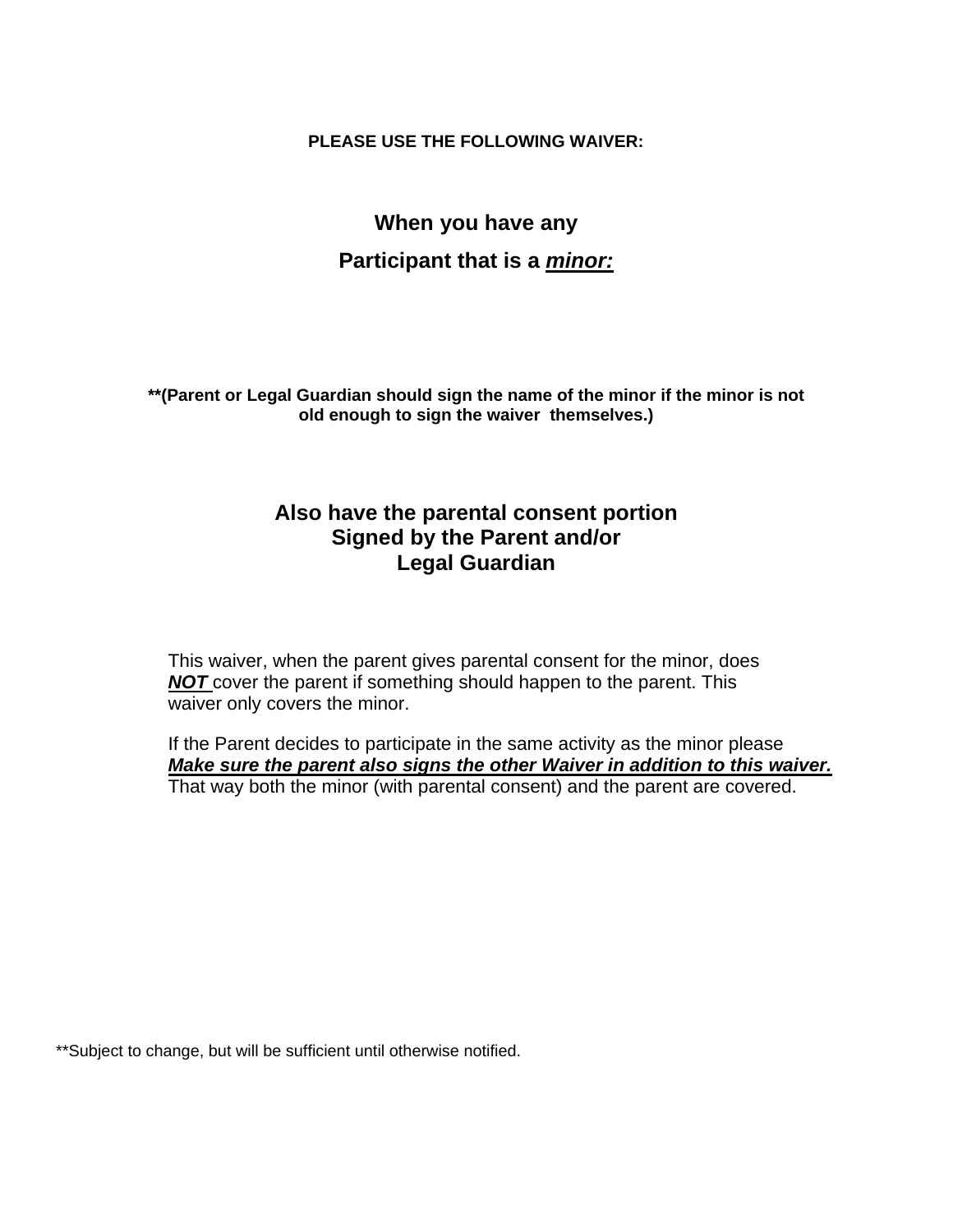**PLEASE USE THE FOLLOWING WAIVER:**

## When you have any
## Participant that is a ***minor:***

****(Parent or Legal Guardian should sign the name of the minor if the minor is not old enough to sign the waiver themselves.)**

## Also have the parental consent portion Signed by the Parent and/or Legal Guardian

This waiver, when the parent gives parental consent for the minor, does ***NOT*** cover the parent if something should happen to the parent. This waiver only covers the minor.

If the Parent decides to participate in the same activity as the minor please ***Make sure the parent also signs the other Waiver in addition to this waiver.*** That way both the minor (with parental consent) and the parent are covered.

**Subject to change, but will be sufficient until otherwise notified.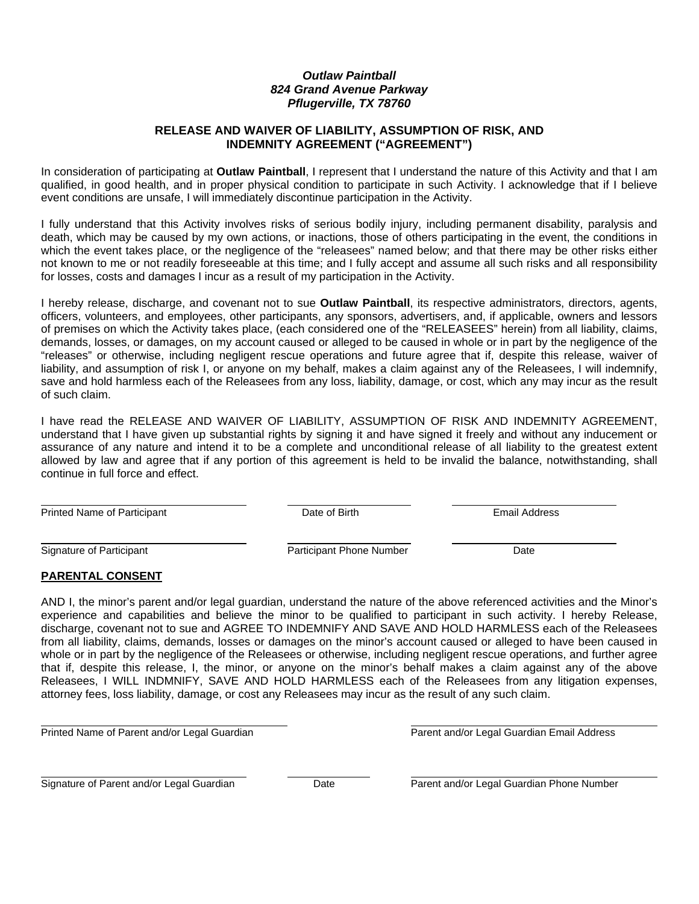***Outlaw Paintball***
***824 Grand Avenue Parkway***
***Pflugerville, TX 78760***

## RELEASE AND WAIVER OF LIABILITY, ASSUMPTION OF RISK, AND INDEMNITY AGREEMENT ("AGREEMENT")

In consideration of participating at **Outlaw Paintball**, I represent that I understand the nature of this Activity and that I am qualified, in good health, and in proper physical condition to participate in such Activity. I acknowledge that if I believe event conditions are unsafe, I will immediately discontinue participation in the Activity.

I fully understand that this Activity involves risks of serious bodily injury, including permanent disability, paralysis and death, which may be caused by my own actions, or inactions, those of others participating in the event, the conditions in which the event takes place, or the negligence of the "releasees" named below; and that there may be other risks either not known to me or not readily foreseeable at this time; and I fully accept and assume all such risks and all responsibility for losses, costs and damages I incur as a result of my participation in the Activity.

I hereby release, discharge, and covenant not to sue **Outlaw Paintball**, its respective administrators, directors, agents, officers, volunteers, and employees, other participants, any sponsors, advertisers, and, if applicable, owners and lessors of premises on which the Activity takes place, (each considered one of the "RELEASEES" herein) from all liability, claims, demands, losses, or damages, on my account caused or alleged to be caused in whole or in part by the negligence of the "releases" or otherwise, including negligent rescue operations and future agree that if, despite this release, waiver of liability, and assumption of risk I, or anyone on my behalf, makes a claim against any of the Releasees, I will indemnify, save and hold harmless each of the Releasees from any loss, liability, damage, or cost, which any may incur as the result of such claim.

I have read the RELEASE AND WAIVER OF LIABILITY, ASSUMPTION OF RISK AND INDEMNITY AGREEMENT, understand that I have given up substantial rights by signing it and have signed it freely and without any inducement or assurance of any nature and intend it to be a complete and unconditional release of all liability to the greatest extent allowed by law and agree that if any portion of this agreement is held to be invalid the balance, notwithstanding, shall continue in full force and effect.

Printed Name of Participant ______________________ Date of Birth ______________________ Email Address ______________________

Signature of Participant ______________________ Participant Phone Number ______________________ Date ______________________

**PARENTAL CONSENT**

AND I, the minor's parent and/or legal guardian, understand the nature of the above referenced activities and the Minor's experience and capabilities and believe the minor to be qualified to participant in such activity. I hereby Release, discharge, covenant not to sue and AGREE TO INDEMNIFY AND SAVE AND HOLD HARMLESS each of the Releasees from all liability, claims, demands, losses or damages on the minor's account caused or alleged to have been caused in whole or in part by the negligence of the Releasees or otherwise, including negligent rescue operations, and further agree that if, despite this release, I, the minor, or anyone on the minor's behalf makes a claim against any of the above Releasees, I WILL INDMNIFY, SAVE AND HOLD HARMLESS each of the Releasees from any litigation expenses, attorney fees, loss liability, damage, or cost any Releasees may incur as the result of any such claim.

Printed Name of Parent and/or Legal Guardian ______________________ Parent and/or Legal Guardian Email Address ______________________

Signature of Parent and/or Legal Guardian ______________________ Date ______________________ Parent and/or Legal Guardian Phone Number ______________________